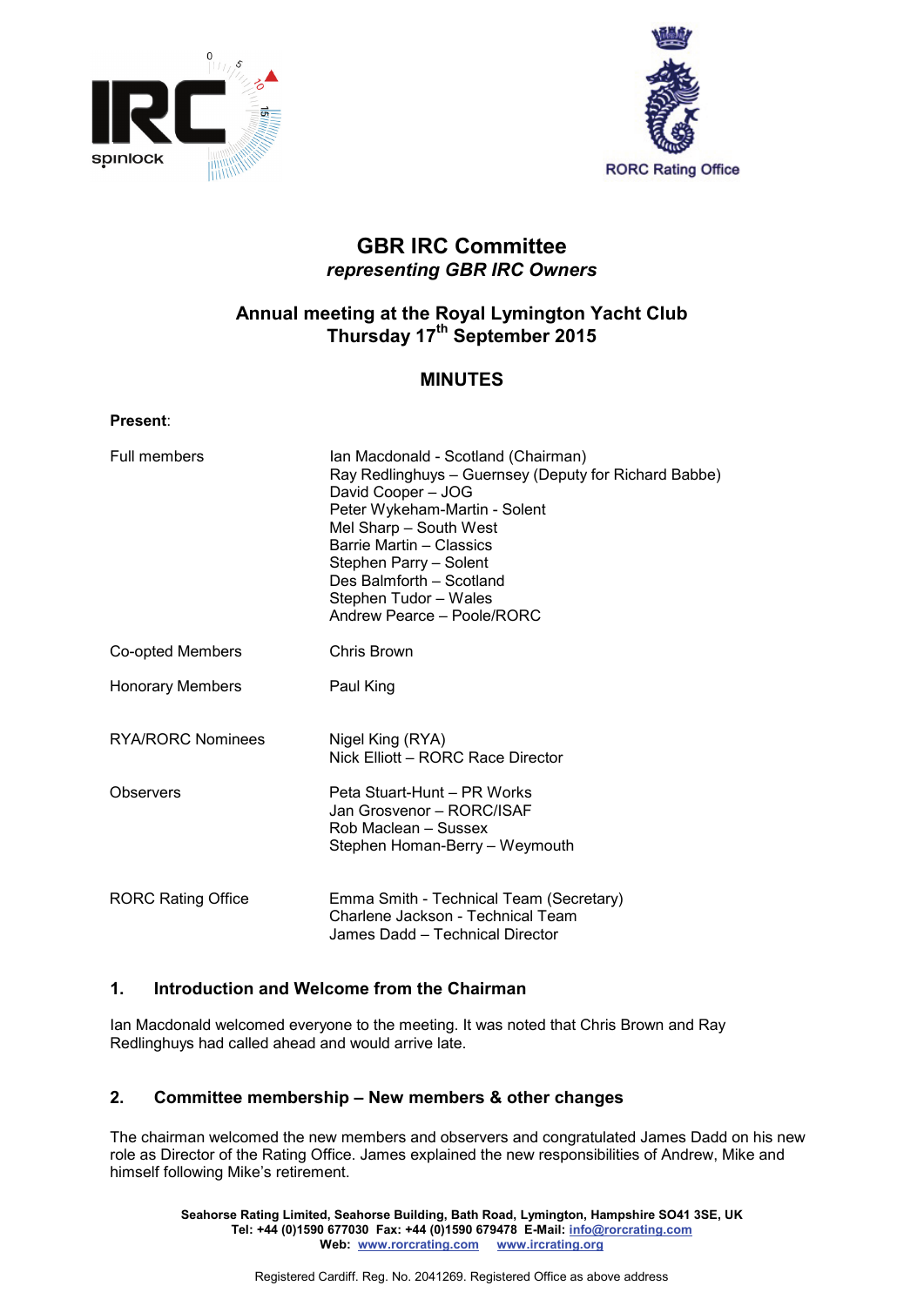# GBR IRC Committee

***representing GBR IRC Owners***

## Annual meeting at the Royal Lymington Yacht Club
## Thursday 17th September 2015

## MINUTES

**Present**:

| | |
|---|---|
| Full members | Ian Macdonald - Scotland (Chairman)<br>Ray Redlinghuys – Guernsey (Deputy for Richard Babbe)<br>David Cooper – JOG<br>Peter Wykeham-Martin - Solent<br>Mel Sharp – South West<br>Barrie Martin – Classics<br>Stephen Parry – Solent<br>Des Balmforth – Scotland<br>Stephen Tudor – Wales<br>Andrew Pearce – Poole/RORC |
| Co-opted Members | Chris Brown |
| Honorary Members | Paul King |
| RYA/RORC Nominees | Nigel King (RYA)<br>Nick Elliott – RORC Race Director |
| Observers | Peta Stuart-Hunt – PR Works<br>Jan Grosvenor – RORC/ISAF<br>Rob Maclean – Sussex<br>Stephen Homan-Berry – Weymouth |
| RORC Rating Office | Emma Smith - Technical Team (Secretary)<br>Charlene Jackson - Technical Team<br>James Dadd – Technical Director |

### 1. Introduction and Welcome from the Chairman

Ian Macdonald welcomed everyone to the meeting. It was noted that Chris Brown and Ray Redlinghuys had called ahead and would arrive late.

### 2. Committee membership – New members & other changes

The chairman welcomed the new members and observers and congratulated James Dadd on his new role as Director of the Rating Office. James explained the new responsibilities of Andrew, Mike and himself following Mike's retirement.

**Seahorse Rating Limited, Seahorse Building, Bath Road, Lymington, Hampshire SO41 3SE, UK**
**Tel: +44 (0)1590 677030 Fax: +44 (0)1590 679478 E-Mail: info@rorcrating.com**
**Web: www.rorcrating.com www.ircrating.org**

Registered Cardiff. Reg. No. 2041269. Registered Office as above address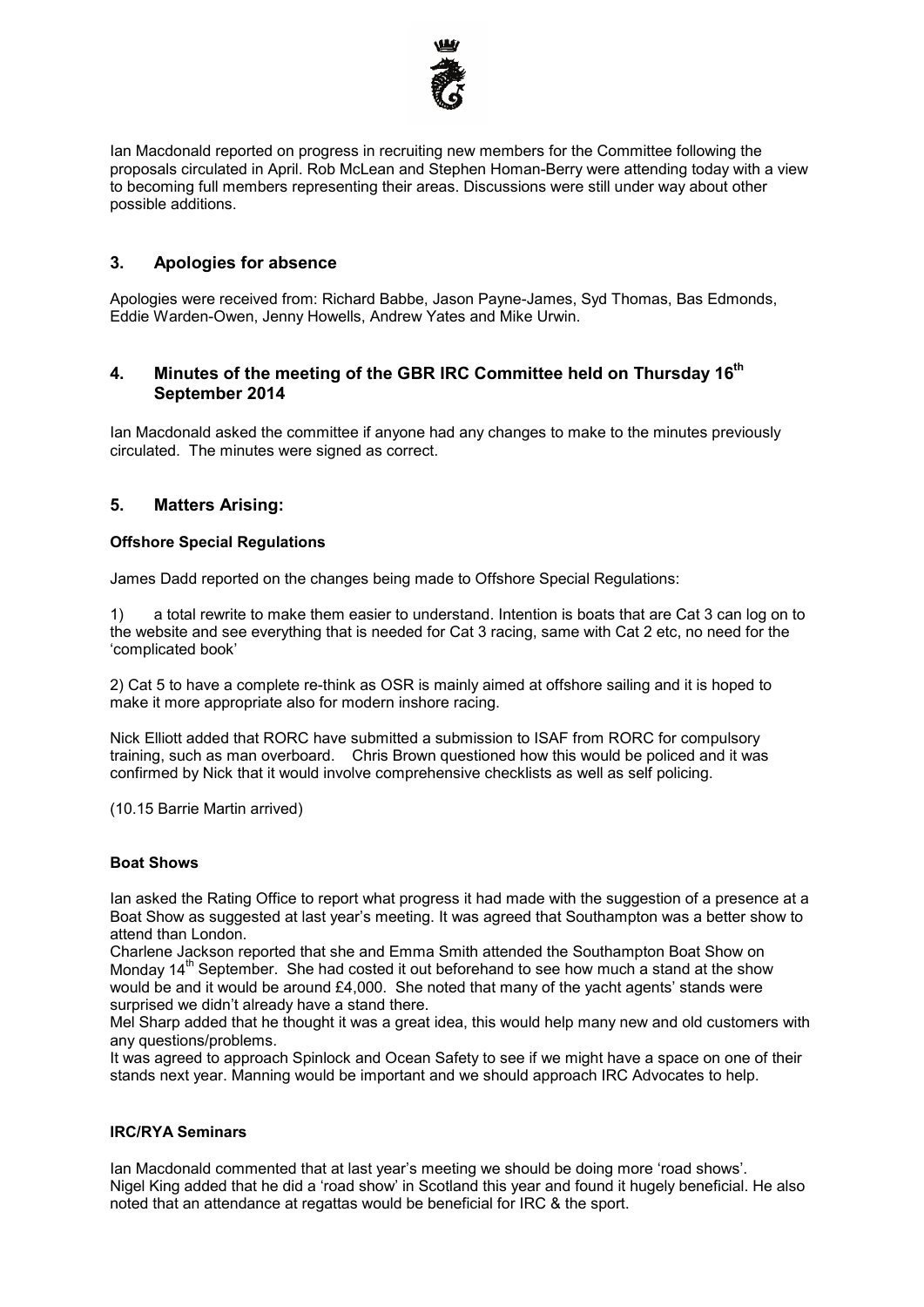Ian Macdonald reported on progress in recruiting new members for the Committee following the proposals circulated in April. Rob McLean and Stephen Homan-Berry were attending today with a view to becoming full members representing their areas. Discussions were still under way about other possible additions.

## 3. Apologies for absence

Apologies were received from: Richard Babbe, Jason Payne-James, Syd Thomas, Bas Edmonds, Eddie Warden-Owen, Jenny Howells, Andrew Yates and Mike Urwin.

## 4. Minutes of the meeting of the GBR IRC Committee held on Thursday 16th September 2014

Ian Macdonald asked the committee if anyone had any changes to make to the minutes previously circulated. The minutes were signed as correct.

## 5. Matters Arising:

**Offshore Special Regulations**

James Dadd reported on the changes being made to Offshore Special Regulations:

1) a total rewrite to make them easier to understand. Intention is boats that are Cat 3 can log on to the website and see everything that is needed for Cat 3 racing, same with Cat 2 etc, no need for the 'complicated book'

2) Cat 5 to have a complete re-think as OSR is mainly aimed at offshore sailing and it is hoped to make it more appropriate also for modern inshore racing.

Nick Elliott added that RORC have submitted a submission to ISAF from RORC for compulsory training, such as man overboard. Chris Brown questioned how this would be policed and it was confirmed by Nick that it would involve comprehensive checklists as well as self policing.

(10.15 Barrie Martin arrived)

**Boat Shows**

Ian asked the Rating Office to report what progress it had made with the suggestion of a presence at a Boat Show as suggested at last year's meeting. It was agreed that Southampton was a better show to attend than London.
Charlene Jackson reported that she and Emma Smith attended the Southampton Boat Show on Monday 14th September. She had costed it out beforehand to see how much a stand at the show would be and it would be around £4,000. She noted that many of the yacht agents' stands were surprised we didn't already have a stand there.
Mel Sharp added that he thought it was a great idea, this would help many new and old customers with any questions/problems.
It was agreed to approach Spinlock and Ocean Safety to see if we might have a space on one of their stands next year. Manning would be important and we should approach IRC Advocates to help.

**IRC/RYA Seminars**

Ian Macdonald commented that at last year's meeting we should be doing more 'road shows'.
Nigel King added that he did a 'road show' in Scotland this year and found it hugely beneficial. He also noted that an attendance at regattas would be beneficial for IRC & the sport.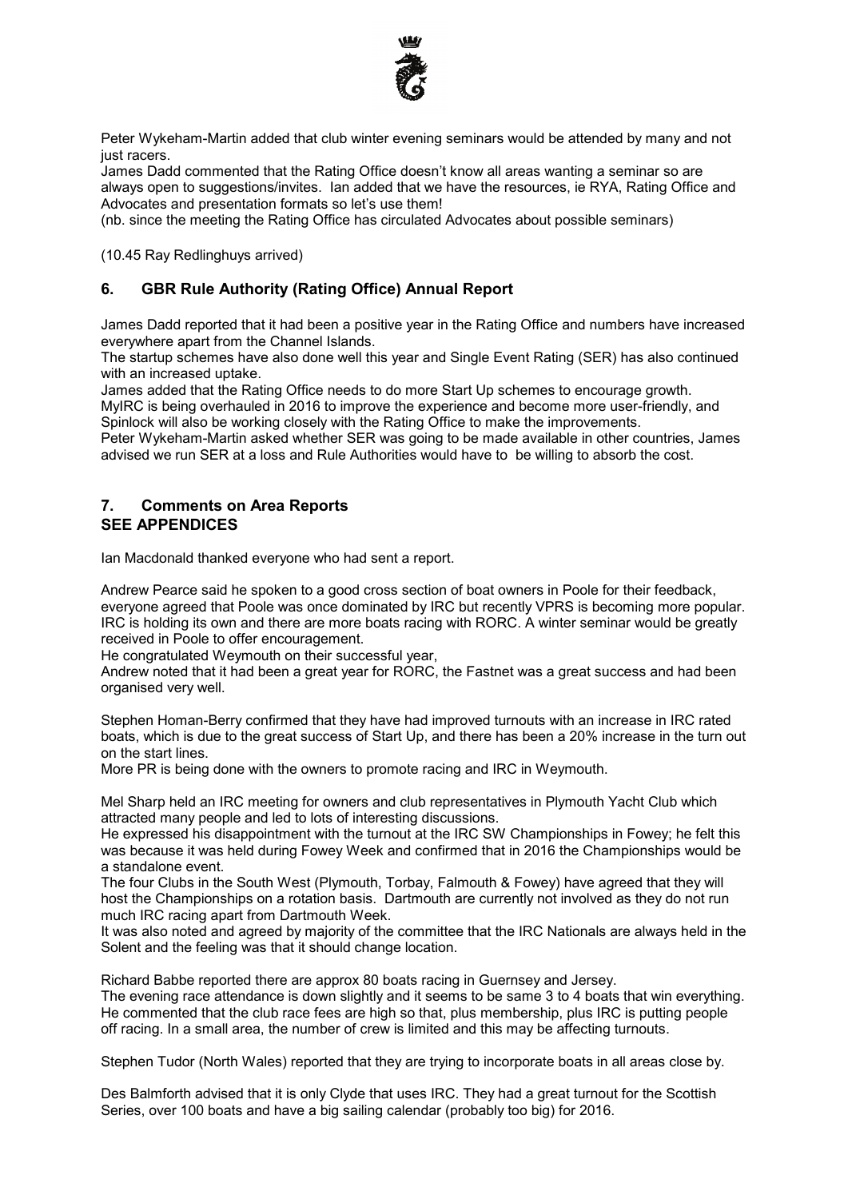Peter Wykeham-Martin added that club winter evening seminars would be attended by many and not just racers.
James Dadd commented that the Rating Office doesn't know all areas wanting a seminar so are always open to suggestions/invites. Ian added that we have the resources, ie RYA, Rating Office and Advocates and presentation formats so let's use them!
(nb. since the meeting the Rating Office has circulated Advocates about possible seminars)

(10.45 Ray Redlinghuys arrived)

## 6. GBR Rule Authority (Rating Office) Annual Report

James Dadd reported that it had been a positive year in the Rating Office and numbers have increased everywhere apart from the Channel Islands.
The startup schemes have also done well this year and Single Event Rating (SER) has also continued with an increased uptake.
James added that the Rating Office needs to do more Start Up schemes to encourage growth.
MyIRC is being overhauled in 2016 to improve the experience and become more user-friendly, and Spinlock will also be working closely with the Rating Office to make the improvements.
Peter Wykeham-Martin asked whether SER was going to be made available in other countries, James advised we run SER at a loss and Rule Authorities would have to be willing to absorb the cost.

## 7. Comments on Area Reports
**SEE APPENDICES**

Ian Macdonald thanked everyone who had sent a report.

Andrew Pearce said he spoken to a good cross section of boat owners in Poole for their feedback, everyone agreed that Poole was once dominated by IRC but recently VPRS is becoming more popular. IRC is holding its own and there are more boats racing with RORC. A winter seminar would be greatly received in Poole to offer encouragement.
He congratulated Weymouth on their successful year,
Andrew noted that it had been a great year for RORC, the Fastnet was a great success and had been organised very well.

Stephen Homan-Berry confirmed that they have had improved turnouts with an increase in IRC rated boats, which is due to the great success of Start Up, and there has been a 20% increase in the turn out on the start lines.
More PR is being done with the owners to promote racing and IRC in Weymouth.

Mel Sharp held an IRC meeting for owners and club representatives in Plymouth Yacht Club which attracted many people and led to lots of interesting discussions.
He expressed his disappointment with the turnout at the IRC SW Championships in Fowey; he felt this was because it was held during Fowey Week and confirmed that in 2016 the Championships would be a standalone event.
The four Clubs in the South West (Plymouth, Torbay, Falmouth & Fowey) have agreed that they will host the Championships on a rotation basis. Dartmouth are currently not involved as they do not run much IRC racing apart from Dartmouth Week.
It was also noted and agreed by majority of the committee that the IRC Nationals are always held in the Solent and the feeling was that it should change location.

Richard Babbe reported there are approx 80 boats racing in Guernsey and Jersey.
The evening race attendance is down slightly and it seems to be same 3 to 4 boats that win everything. He commented that the club race fees are high so that, plus membership, plus IRC is putting people off racing. In a small area, the number of crew is limited and this may be affecting turnouts.

Stephen Tudor (North Wales) reported that they are trying to incorporate boats in all areas close by.

Des Balmforth advised that it is only Clyde that uses IRC. They had a great turnout for the Scottish Series, over 100 boats and have a big sailing calendar (probably too big) for 2016.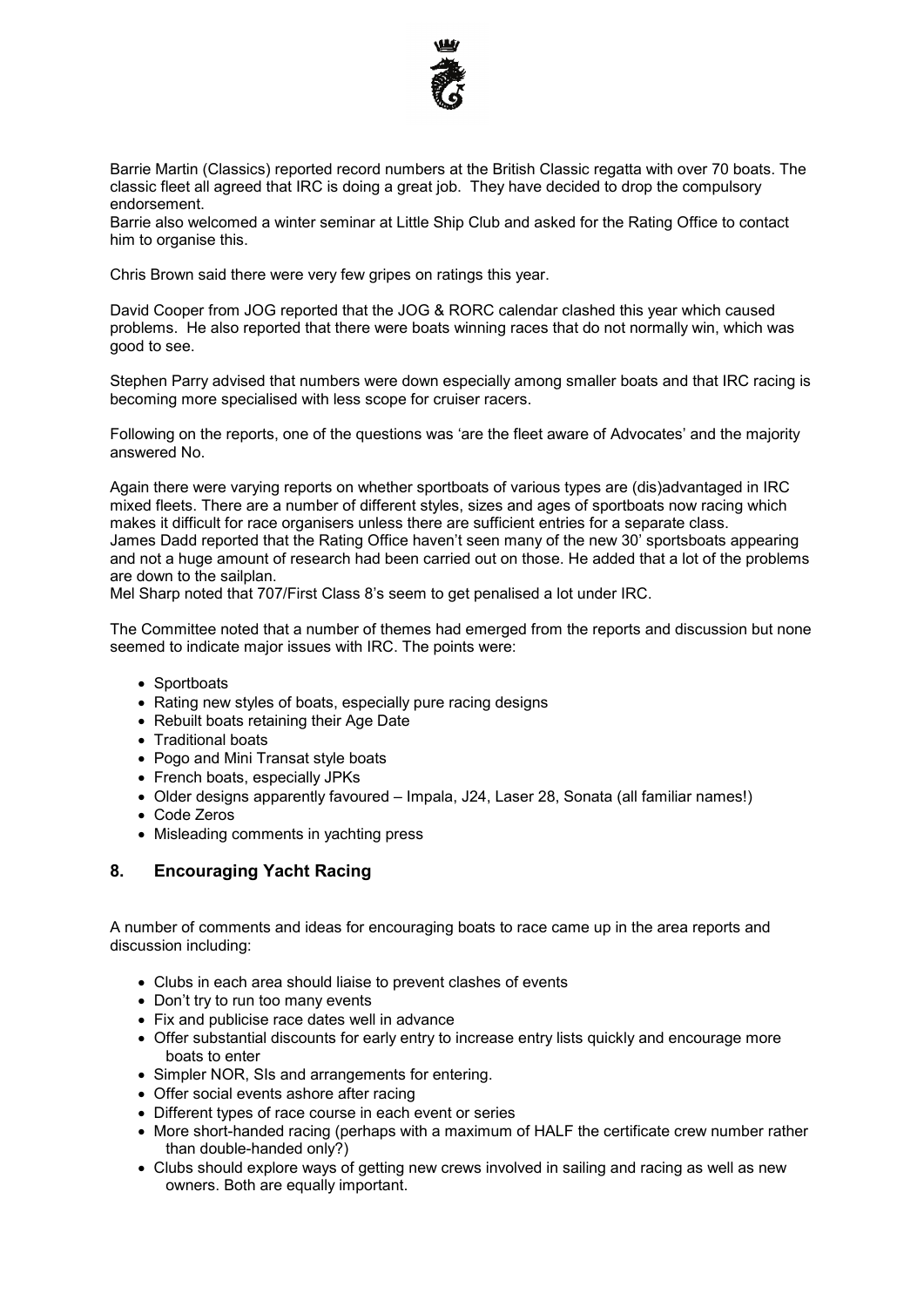Barrie Martin (Classics) reported record numbers at the British Classic regatta with over 70 boats. The classic fleet all agreed that IRC is doing a great job. They have decided to drop the compulsory endorsement.
Barrie also welcomed a winter seminar at Little Ship Club and asked for the Rating Office to contact him to organise this.

Chris Brown said there were very few gripes on ratings this year.

David Cooper from JOG reported that the JOG & RORC calendar clashed this year which caused problems. He also reported that there were boats winning races that do not normally win, which was good to see.

Stephen Parry advised that numbers were down especially among smaller boats and that IRC racing is becoming more specialised with less scope for cruiser racers.

Following on the reports, one of the questions was 'are the fleet aware of Advocates' and the majority answered No.

Again there were varying reports on whether sportboats of various types are (dis)advantaged in IRC mixed fleets. There are a number of different styles, sizes and ages of sportboats now racing which makes it difficult for race organisers unless there are sufficient entries for a separate class.
James Dadd reported that the Rating Office haven't seen many of the new 30' sportsboats appearing and not a huge amount of research had been carried out on those. He added that a lot of the problems are down to the sailplan.
Mel Sharp noted that 707/First Class 8's seem to get penalised a lot under IRC.

The Committee noted that a number of themes had emerged from the reports and discussion but none seemed to indicate major issues with IRC. The points were:

- Sportboats
- Rating new styles of boats, especially pure racing designs
- Rebuilt boats retaining their Age Date
- Traditional boats
- Pogo and Mini Transat style boats
- French boats, especially JPKs
- Older designs apparently favoured – Impala, J24, Laser 28, Sonata (all familiar names!)
- Code Zeros
- Misleading comments in yachting press

## 8. Encouraging Yacht Racing

A number of comments and ideas for encouraging boats to race came up in the area reports and discussion including:

- Clubs in each area should liaise to prevent clashes of events
- Don't try to run too many events
- Fix and publicise race dates well in advance
- Offer substantial discounts for early entry to increase entry lists quickly and encourage more boats to enter
- Simpler NOR, SIs and arrangements for entering.
- Offer social events ashore after racing
- Different types of race course in each event or series
- More short-handed racing (perhaps with a maximum of HALF the certificate crew number rather than double-handed only?)
- Clubs should explore ways of getting new crews involved in sailing and racing as well as new owners. Both are equally important.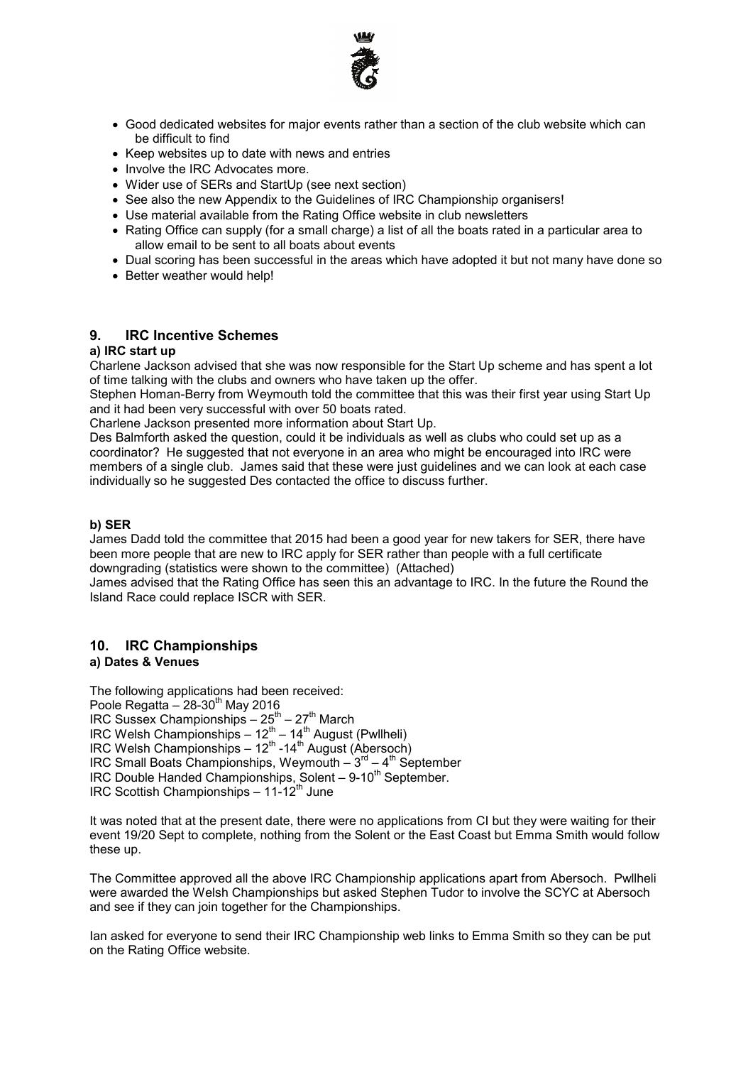- Good dedicated websites for major events rather than a section of the club website which can be difficult to find
- Keep websites up to date with news and entries
- Involve the IRC Advocates more.
- Wider use of SERs and StartUp (see next section)
- See also the new Appendix to the Guidelines of IRC Championship organisers!
- Use material available from the Rating Office website in club newsletters
- Rating Office can supply (for a small charge) a list of all the boats rated in a particular area to allow email to be sent to all boats about events
- Dual scoring has been successful in the areas which have adopted it but not many have done so
- Better weather would help!

## 9. IRC Incentive Schemes

**a) IRC start up**

Charlene Jackson advised that she was now responsible for the Start Up scheme and has spent a lot of time talking with the clubs and owners who have taken up the offer.

Stephen Homan-Berry from Weymouth told the committee that this was their first year using Start Up and it had been very successful with over 50 boats rated.

Charlene Jackson presented more information about Start Up.

Des Balmforth asked the question, could it be individuals as well as clubs who could set up as a coordinator? He suggested that not everyone in an area who might be encouraged into IRC were members of a single club. James said that these were just guidelines and we can look at each case individually so he suggested Des contacted the office to discuss further.

**b) SER**

James Dadd told the committee that 2015 had been a good year for new takers for SER, there have been more people that are new to IRC apply for SER rather than people with a full certificate downgrading (statistics were shown to the committee) (Attached)

James advised that the Rating Office has seen this an advantage to IRC. In the future the Round the Island Race could replace ISCR with SER.

## 10. IRC Championships

**a) Dates & Venues**

The following applications had been received:
Poole Regatta – 28-30th May 2016
IRC Sussex Championships – 25th – 27th March
IRC Welsh Championships – 12th – 14th August (Pwllheli)
IRC Welsh Championships – 12th -14th August (Abersoch)
IRC Small Boats Championships, Weymouth – 3rd – 4th September
IRC Double Handed Championships, Solent – 9-10th September.
IRC Scottish Championships – 11-12th June

It was noted that at the present date, there were no applications from CI but they were waiting for their event 19/20 Sept to complete, nothing from the Solent or the East Coast but Emma Smith would follow these up.

The Committee approved all the above IRC Championship applications apart from Abersoch. Pwllheli were awarded the Welsh Championships but asked Stephen Tudor to involve the SCYC at Abersoch and see if they can join together for the Championships.

Ian asked for everyone to send their IRC Championship web links to Emma Smith so they can be put on the Rating Office website.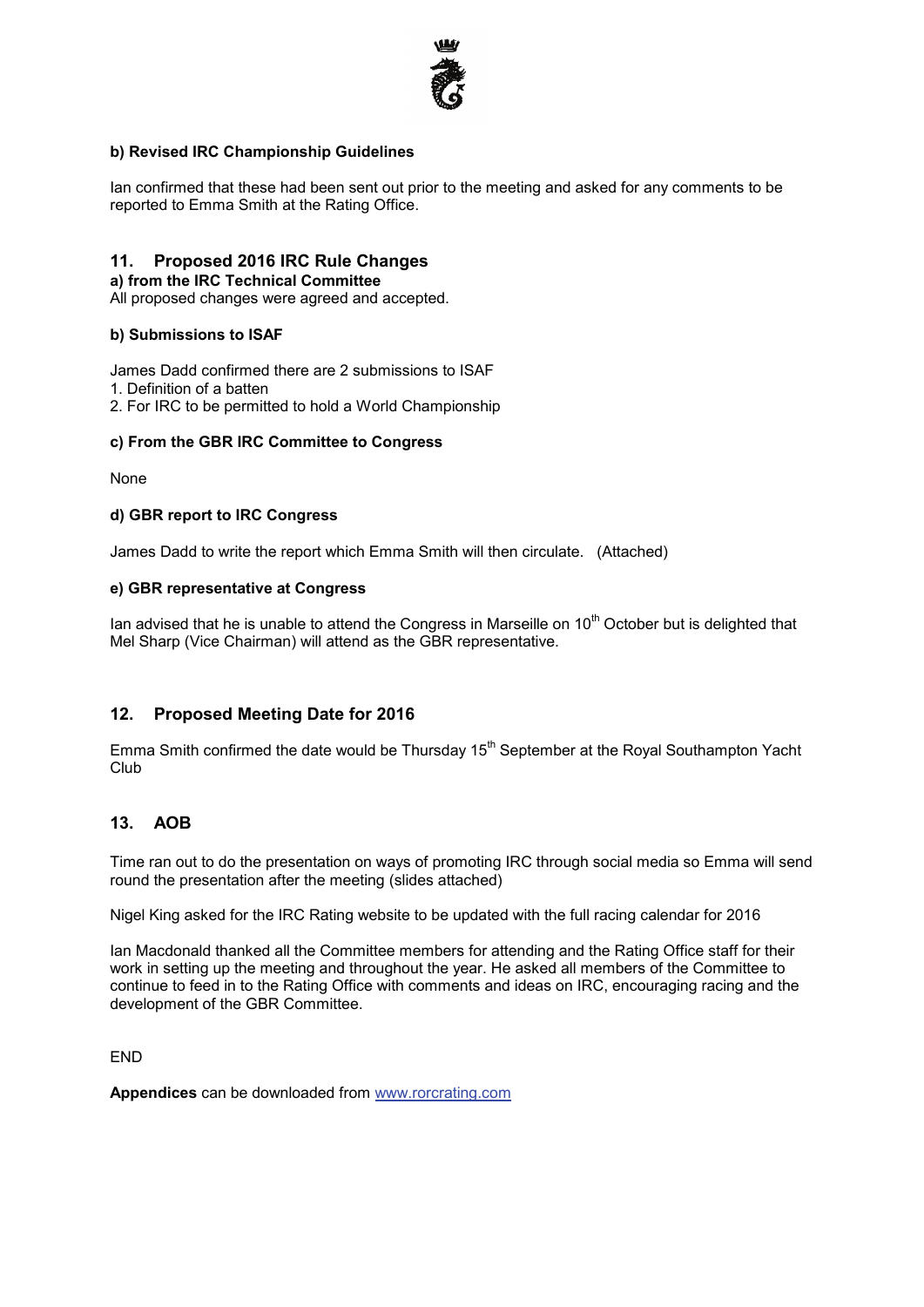**b) Revised IRC Championship Guidelines**

Ian confirmed that these had been sent out prior to the meeting and asked for any comments to be reported to Emma Smith at the Rating Office.

## 11. Proposed 2016 IRC Rule Changes

**a) from the IRC Technical Committee**

All proposed changes were agreed and accepted.

**b) Submissions to ISAF**

James Dadd confirmed there are 2 submissions to ISAF

1. Definition of a batten
2. For IRC to be permitted to hold a World Championship

**c) From the GBR IRC Committee to Congress**

None

**d) GBR report to IRC Congress**

James Dadd to write the report which Emma Smith will then circulate. (Attached)

**e) GBR representative at Congress**

Ian advised that he is unable to attend the Congress in Marseille on 10th October but is delighted that Mel Sharp (Vice Chairman) will attend as the GBR representative.

## 12. Proposed Meeting Date for 2016

Emma Smith confirmed the date would be Thursday 15th September at the Royal Southampton Yacht Club

## 13. AOB

Time ran out to do the presentation on ways of promoting IRC through social media so Emma will send round the presentation after the meeting (slides attached)

Nigel King asked for the IRC Rating website to be updated with the full racing calendar for 2016

Ian Macdonald thanked all the Committee members for attending and the Rating Office staff for their work in setting up the meeting and throughout the year. He asked all members of the Committee to continue to feed in to the Rating Office with comments and ideas on IRC, encouraging racing and the development of the GBR Committee.

END

**Appendices** can be downloaded from www.rorcrating.com